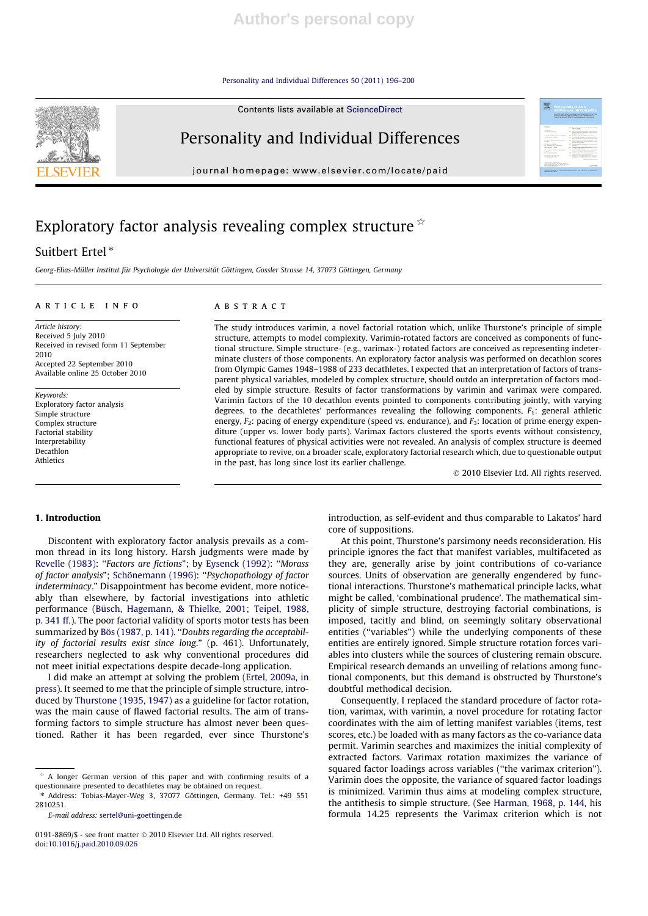# Exploratory factor analysis revealing complex structure ☆

Suitbert Ertel *

*Georg-Elias-Müller Institut für Psychologie der Universität Göttingen, Gossler Strasse 14, 37073 Göttingen, Germany*

## ARTICLE INFO

*Article history:*
Received 5 July 2010
Received in revised form 11 September 2010
Accepted 22 September 2010
Available online 25 October 2010

*Keywords:*
Exploratory factor analysis
Simple structure
Complex structure
Factorial stability
Interpretability
Decathlon
Athletics

## ABSTRACT

The study introduces varimin, a novel factorial rotation which, unlike Thurstone's principle of simple structure, attempts to model complexity. Varimin-rotated factors are conceived as components of functional structure. Simple structure- (e.g., varimax-) rotated factors are conceived as representing indeterminate clusters of those components. An exploratory factor analysis was performed on decathlon scores from Olympic Games 1948–1988 of 233 decathletes. I expected that an interpretation of factors of transparent physical variables, modeled by complex structure, should outdo an interpretation of factors modeled by simple structure. Results of factor transformations by varimin and varimax were compared. Varimin factors of the 10 decathlon events pointed to components contributing jointly, with varying degrees, to the decathletes' performances revealing the following components, $F_1$: general athletic energy, $F_2$: pacing of energy expenditure (speed vs. endurance), and $F_3$: location of prime energy expenditure (upper vs. lower body parts). Varimax factors clustered the sports events without consistency, functional features of physical activities were not revealed. An analysis of complex structure is deemed appropriate to revive, on a broader scale, exploratory factorial research which, due to questionable output in the past, has long since lost its earlier challenge.

© 2010 Elsevier Ltd. All rights reserved.

## 1. Introduction

Discontent with exploratory factor analysis prevails as a common thread in its long history. Harsh judgments were made by Revelle (1983): "*Factors are fictions*"; by Eysenck (1992): "*Morass of factor analysis*"; Schönemann (1996): "*Psychopathology of factor indeterminacy*." Disappointment has become evident, more noticeably than elsewhere, by factorial investigations into athletic performance (Büsch, Hagemann, & Thielke, 2001; Teipel, 1988, p. 341 ff.). The poor factorial validity of sports motor tests has been summarized by Bös (1987, p. 141). "*Doubts regarding the acceptability of factorial results exist since long.*" (p. 461). Unfortunately, researchers neglected to ask why conventional procedures did not meet initial expectations despite decade-long application.

I did make an attempt at solving the problem (Ertel, 2009a, in press). It seemed to me that the principle of simple structure, introduced by Thurstone (1935, 1947) as a guideline for factor rotation, was the main cause of flawed factorial results. The aim of transforming factors to simple structure has almost never been questioned. Rather it has been regarded, ever since Thurstone's introduction, as self-evident and thus comparable to Lakatos' hard core of suppositions.

At this point, Thurstone's parsimony needs reconsideration. His principle ignores the fact that manifest variables, multifaceted as they are, generally arise by joint contributions of co-variance sources. Units of observation are generally engendered by functional interactions. Thurstone's mathematical principle lacks, what might be called, 'combinational prudence'. The mathematical simplicity of simple structure, destroying factorial combinations, is imposed, tacitly and blind, on seemingly solitary observational entities ("variables") while the underlying components of these entities are entirely ignored. Simple structure rotation forces variables into clusters while the sources of clustering remain obscure. Empirical research demands an unveiling of relations among functional components, but this demand is obstructed by Thurstone's doubtful methodical decision.

Consequently, I replaced the standard procedure of factor rotation, varimax, with varimin, a novel procedure for rotating factor coordinates with the aim of letting manifest variables (items, test scores, etc.) be loaded with as many factors as the co-variance data permit. Varimin searches and maximizes the initial complexity of extracted factors. Varimax rotation maximizes the variance of squared factor loadings across variables ("the varimax criterion"). Varimin does the opposite, the variance of squared factor loadings is minimized. Varimin thus aims at modeling complex structure, the antithesis to simple structure. (See Harman, 1968, p. 144, his formula 14.25 represents the Varimax criterion which is not

---

☆ A longer German version of this paper and with confirming results of a questionnaire presented to decathletes may be obtained on request.

\* Address: Tobias-Mayer-Weg 3, 37077 Göttingen, Germany. Tel.: +49 551 2810251.

*E-mail address:* sertel@uni-goettingen.de

0191-8869/$ - see front matter © 2010 Elsevier Ltd. All rights reserved.
doi:10.1016/j.paid.2010.09.026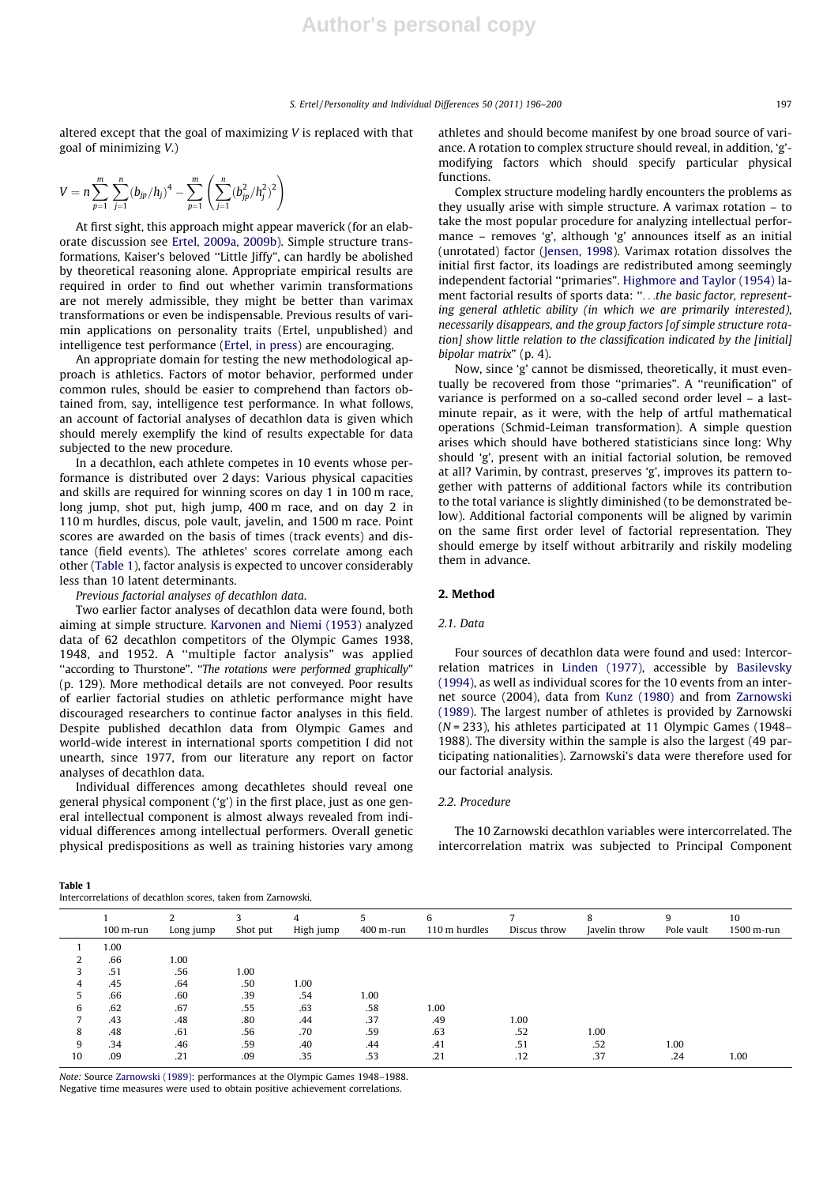altered except that the goal of maximizing $V$ is replaced with that goal of minimizing $V$.)

$$V = n\sum_{p=1}^{m}\sum_{j=1}^{n}(b_{jp}/h_j)^4 - \sum_{p=1}^{m}\left(\sum_{j=1}^{n}(b_{jp}^2/h_j^2)^2\right)$$

At first sight, this approach might appear maverick (for an elaborate discussion see Ertel, 2009a, 2009b). Simple structure transformations, Kaiser's beloved "Little Jiffy", can hardly be abolished by theoretical reasoning alone. Appropriate empirical results are required in order to find out whether varimin transformations are not merely admissible, they might be better than varimax transformations or even be indispensable. Previous results of varimin applications on personality traits (Ertel, unpublished) and intelligence test performance (Ertel, in press) are encouraging.

An appropriate domain for testing the new methodological approach is athletics. Factors of motor behavior, performed under common rules, should be easier to comprehend than factors obtained from, say, intelligence test performance. In what follows, an account of factorial analyses of decathlon data is given which should merely exemplify the kind of results expectable for data subjected to the new procedure.

In a decathlon, each athlete competes in 10 events whose performance is distributed over 2 days: Various physical capacities and skills are required for winning scores on day 1 in 100 m race, long jump, shot put, high jump, 400 m race, and on day 2 in 110 m hurdles, discus, pole vault, javelin, and 1500 m race. Point scores are awarded on the basis of times (track events) and distance (field events). The athletes' scores correlate among each other (Table 1), factor analysis is expected to uncover considerably less than 10 latent determinants.

*Previous factorial analyses of decathlon data.*

Two earlier factor analyses of decathlon data were found, both aiming at simple structure. Karvonen and Niemi (1953) analyzed data of 62 decathlon competitors of the Olympic Games 1938, 1948, and 1952. A "multiple factor analysis" was applied "according to Thurstone". "*The rotations were performed graphically*" (p. 129). More methodical details are not conveyed. Poor results of earlier factorial studies on athletic performance might have discouraged researchers to continue factor analyses in this field. Despite published decathlon data from Olympic Games and world-wide interest in international sports competition I did not unearth, since 1977, from our literature any report on factor analyses of decathlon data.

Individual differences among decathletes should reveal one general physical component ('g') in the first place, just as one general intellectual component is almost always revealed from individual differences among intellectual performers. Overall genetic physical predispositions as well as training histories vary among athletes and should become manifest by one broad source of variance. A rotation to complex structure should reveal, in addition, 'g'-modifying factors which should specify particular physical functions.

Complex structure modeling hardly encounters the problems as they usually arise with simple structure. A varimax rotation – to take the most popular procedure for analyzing intellectual performance – removes 'g', although 'g' announces itself as an initial (unrotated) factor (Jensen, 1998). Varimax rotation dissolves the initial first factor, its loadings are redistributed among seemingly independent factorial "primaries". Highmore and Taylor (1954) lament factorial results of sports data: "*...the basic factor, representing general athletic ability (in which we are primarily interested), necessarily disappears, and the group factors [of simple structure rotation] show little relation to the classification indicated by the [initial] bipolar matrix*" (p. 4).

Now, since 'g' cannot be dismissed, theoretically, it must eventually be recovered from those "primaries". A "reunification" of variance is performed on a so-called second order level – a last-minute repair, as it were, with the help of artful mathematical operations (Schmid-Leiman transformation). A simple question arises which should have bothered statisticians since long: Why should 'g', present with an initial factorial solution, be removed at all? Varimin, by contrast, preserves 'g', improves its pattern together with patterns of additional factors while its contribution to the total variance is slightly diminished (to be demonstrated below). Additional factorial components will be aligned by varimin on the same first order level of factorial representation. They should emerge by itself without arbitrarily and riskily modeling them in advance.

## 2. Method

### 2.1. Data

Four sources of decathlon data were found and used: Intercorrelation matrices in Linden (1977), accessible by Basilevsky (1994), as well as individual scores for the 10 events from an internet source (2004), data from Kunz (1980) and from Zarnowski (1989). The largest number of athletes is provided by Zarnowski ($N = 233$), his athletes participated at 11 Olympic Games (1948–1988). The diversity within the sample is also the largest (49 participating nationalities). Zarnowski's data were therefore used for our factorial analysis.

### 2.2. Procedure

The 10 Zarnowski decathlon variables were intercorrelated. The intercorrelation matrix was subjected to Principal Component

**Table 1**
Intercorrelations of decathlon scores, taken from Zarnowski.

| | 1<br>100 m-run | 2<br>Long jump | 3<br>Shot put | 4<br>High jump | 5<br>400 m-run | 6<br>110 m hurdles | 7<br>Discus throw | 8<br>Javelin throw | 9<br>Pole vault | 10<br>1500 m-run |
|---|---|---|---|---|---|---|---|---|---|---|
| 1 | 1.00 | | | | | | | | | |
| 2 | .66 | 1.00 | | | | | | | | |
| 3 | .51 | .56 | 1.00 | | | | | | | |
| 4 | .45 | .64 | .50 | 1.00 | | | | | | |
| 5 | .66 | .60 | .39 | .54 | 1.00 | | | | | |
| 6 | .62 | .67 | .55 | .63 | .58 | 1.00 | | | | |
| 7 | .43 | .48 | .80 | .44 | .37 | .49 | 1.00 | | | |
| 8 | .48 | .61 | .56 | .70 | .59 | .63 | .52 | 1.00 | | |
| 9 | .34 | .46 | .59 | .40 | .44 | .41 | .51 | .52 | 1.00 | |
| 10 | .09 | .21 | .09 | .35 | .53 | .21 | .12 | .37 | .24 | 1.00 |

*Note:* Source Zarnowski (1989): performances at the Olympic Games 1948–1988.
Negative time measures were used to obtain positive achievement correlations.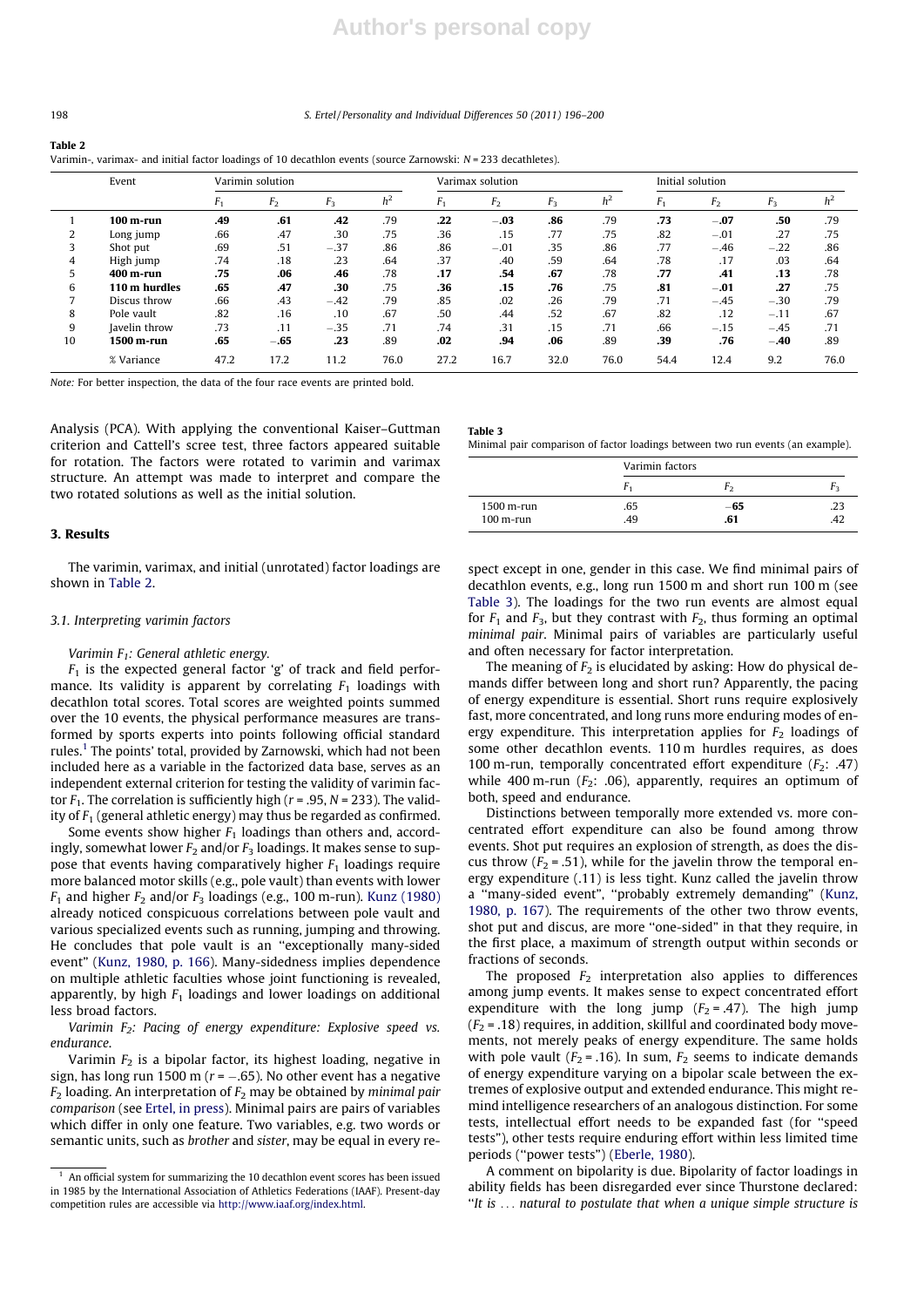**Table 2**
Varimin-, varimax- and initial factor loadings of 10 decathlon events (source Zarnowski: $N = 233$ decathletes).

| | Event | Varimin solution | | | | Varimax solution | | | | Initial solution | | | |
|---|---|---|---|---|---|---|---|---|---|---|---|---|---|
| | | $F_1$ | $F_2$ | $F_3$ | $h^2$ | $F_1$ | $F_2$ | $F_3$ | $h^2$ | $F_1$ | $F_2$ | $F_3$ | $h^2$ |
| 1 | **100 m-run** | **.49** | **.61** | **.42** | .79 | **.22** | **−.03** | **.86** | .79 | **.73** | **−.07** | **.50** | .79 |
| 2 | Long jump | .66 | .47 | .30 | .75 | .36 | .15 | .77 | .75 | .82 | −.01 | .27 | .75 |
| 3 | Shot put | .69 | .51 | −.37 | .86 | .86 | −.01 | .35 | .86 | .77 | −.46 | −.22 | .86 |
| 4 | High jump | .74 | .18 | .23 | .64 | .37 | .40 | .59 | .64 | .78 | .17 | .03 | .64 |
| 5 | **400 m-run** | **.75** | **.06** | **.46** | .78 | **.17** | **.54** | **.67** | .78 | **.77** | **.41** | **.13** | .78 |
| 6 | **110 m hurdles** | **.65** | **.47** | **.30** | .75 | **.36** | **.15** | **.76** | .75 | **.81** | **−.01** | **.27** | .75 |
| 7 | Discus throw | .66 | .43 | −.42 | .79 | .85 | .02 | .26 | .79 | .71 | −.45 | −.30 | .79 |
| 8 | Pole vault | .82 | .16 | .10 | .67 | .50 | .44 | .52 | .67 | .82 | .12 | −.11 | .67 |
| 9 | Javelin throw | .73 | .11 | −.35 | .71 | .74 | .31 | .15 | .71 | .66 | −.15 | −.45 | .71 |
| 10 | **1500 m-run** | **.65** | **−.65** | **.23** | .89 | **.02** | **.94** | **.06** | .89 | **.39** | **.76** | **−.40** | .89 |
| | % Variance | 47.2 | 17.2 | 11.2 | 76.0 | 27.2 | 16.7 | 32.0 | 76.0 | 54.4 | 12.4 | 9.2 | 76.0 |

*Note:* For better inspection, the data of the four race events are printed bold.

Analysis (PCA). With applying the conventional Kaiser–Guttman criterion and Cattell's scree test, three factors appeared suitable for rotation. The factors were rotated to varimin and varimax structure. An attempt was made to interpret and compare the two rotated solutions as well as the initial solution.

## 3. Results

The varimin, varimax, and initial (unrotated) factor loadings are shown in Table 2.

### 3.1. Interpreting varimin factors

*Varimin $F_1$: General athletic energy.*

$F_1$ is the expected general factor 'g' of track and field performance. Its validity is apparent by correlating $F_1$ loadings with decathlon total scores. Total scores are weighted points summed over the 10 events, the physical performance measures are transformed by sports experts into points following official standard rules.[1] The points' total, provided by Zarnowski, which had not been included here as a variable in the factorized data base, serves as an independent external criterion for testing the validity of varimin factor $F_1$. The correlation is sufficiently high ($r = .95$, $N = 233$). The validity of $F_1$ (general athletic energy) may thus be regarded as confirmed.

Some events show higher $F_1$ loadings than others and, accordingly, somewhat lower $F_2$ and/or $F_3$ loadings. It makes sense to suppose that events having comparatively higher $F_1$ loadings require more balanced motor skills (e.g., pole vault) than events with lower $F_1$ and higher $F_2$ and/or $F_3$ loadings (e.g., 100 m-run). Kunz (1980) already noticed conspicuous correlations between pole vault and various specialized events such as running, jumping and throwing. He concludes that pole vault is an "exceptionally many-sided event" (Kunz, 1980, p. 166). Many-sidedness implies dependence on multiple athletic faculties whose joint functioning is revealed, apparently, by high $F_1$ loadings and lower loadings on additional less broad factors.

*Varimin $F_2$: Pacing of energy expenditure: Explosive speed vs. endurance.*

Varimin $F_2$ is a bipolar factor, its highest loading, negative in sign, has long run 1500 m ($r = -.65$). No other event has a negative $F_2$ loading. An interpretation of $F_2$ may be obtained by *minimal pair comparison* (see Ertel, in press). Minimal pairs are pairs of variables which differ in only one feature. Two variables, e.g. two words or semantic units, such as *brother* and *sister*, may be equal in every respect except in one, gender in this case. We find minimal pairs of decathlon events, e.g., long run 1500 m and short run 100 m (see Table 3). The loadings for the two run events are almost equal for $F_1$ and $F_3$, but they contrast with $F_2$, thus forming an optimal *minimal pair*. Minimal pairs of variables are particularly useful and often necessary for factor interpretation.

**Table 3**
Minimal pair comparison of factor loadings between two run events (an example).

| | Varimin factors | | |
|---|---|---|---|
| | $F_1$ | $F_2$ | $F_3$ |
| 1500 m-run | .65 | **−65** | .23 |
| 100 m-run | .49 | **.61** | .42 |

The meaning of $F_2$ is elucidated by asking: How do physical demands differ between long and short run? Apparently, the pacing of energy expenditure is essential. Short runs require explosively fast, more concentrated, and long runs more enduring modes of energy expenditure. This interpretation applies for $F_2$ loadings of some other decathlon events. 110 m hurdles requires, as does 100 m-run, temporally concentrated effort expenditure ($F_2$: .47) while 400 m-run ($F_2$: .06), apparently, requires an optimum of both, speed and endurance.

Distinctions between temporally more extended vs. more concentrated effort expenditure can also be found among throw events. Shot put requires an explosion of strength, as does the discus throw ($F_2 = .51$), while for the javelin throw the temporal energy expenditure (.11) is less tight. Kunz called the javelin throw a "many-sided event", "probably extremely demanding" (Kunz, 1980, p. 167). The requirements of the other two throw events, shot put and discus, are more "one-sided" in that they require, in the first place, a maximum of strength output within seconds or fractions of seconds.

The proposed $F_2$ interpretation also applies to differences among jump events. It makes sense to expect concentrated effort expenditure with the long jump ($F_2 = .47$). The high jump ($F_2 = .18$) requires, in addition, skillful and coordinated body movements, not merely peaks of energy expenditure. The same holds with pole vault ($F_2 = .16$). In sum, $F_2$ seems to indicate demands of energy expenditure varying on a bipolar scale between the extremes of explosive output and extended endurance. This might remind intelligence researchers of an analogous distinction. For some tests, intellectual effort needs to be expanded fast (for "speed tests"), other tests require enduring effort within less limited time periods ("power tests") (Eberle, 1980).

A comment on bipolarity is due. Bipolarity of factor loadings in ability fields has been disregarded ever since Thurstone declared: "*It is ... natural to postulate that when a unique simple structure is*

[1] An official system for summarizing the 10 decathlon event scores has been issued in 1985 by the International Association of Athletics Federations (IAAF). Present-day competition rules are accessible via http://www.iaaf.org/index.html.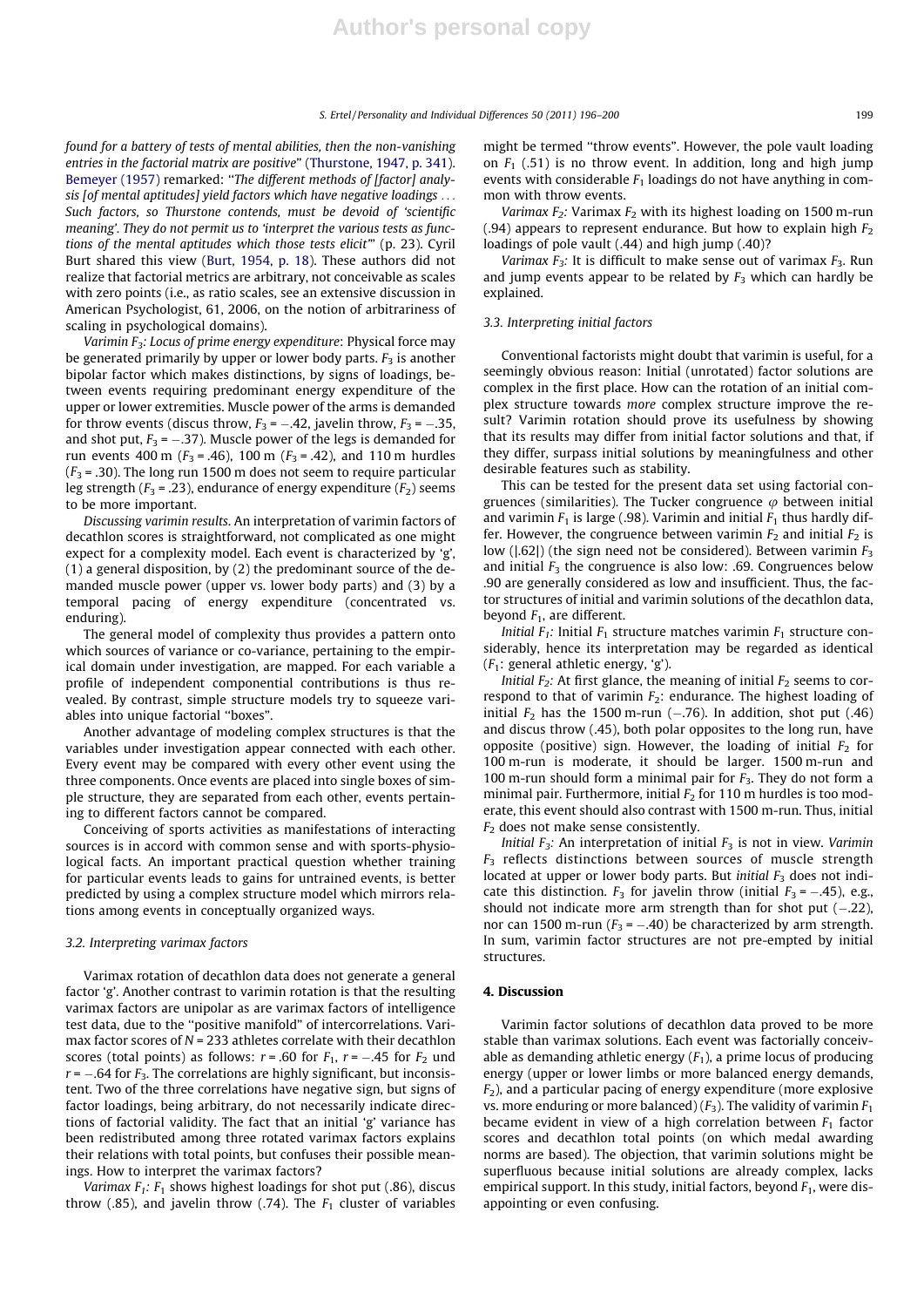*found for a battery of tests of mental abilities, then the non-vanishing entries in the factorial matrix are positive*" (Thurstone, 1947, p. 341). Bemeyer (1957) remarked: "*The different methods of [factor] analysis [of mental aptitudes] yield factors which have negative loadings . . . Such factors, so Thurstone contends, must be devoid of 'scientific meaning'. They do not permit us to 'interpret the various tests as functions of the mental aptitudes which those tests elicit*'" (p. 23). Cyril Burt shared this view (Burt, 1954, p. 18). These authors did not realize that factorial metrics are arbitrary, not conceivable as scales with zero points (i.e., as ratio scales, see an extensive discussion in American Psychologist, 61, 2006, on the notion of arbitrariness of scaling in psychological domains).

*Varimin $F_3$: Locus of prime energy expenditure*: Physical force may be generated primarily by upper or lower body parts. $F_3$ is another bipolar factor which makes distinctions, by signs of loadings, between events requiring predominant energy expenditure of the upper or lower extremities. Muscle power of the arms is demanded for throw events (discus throw, $F_3 = -.42$, javelin throw, $F_3 = -.35$, and shot put, $F_3 = -.37$). Muscle power of the legs is demanded for run events 400 m ($F_3 = .46$), 100 m ($F_3 = .42$), and 110 m hurdles ($F_3 = .30$). The long run 1500 m does not seem to require particular leg strength ($F_3 = .23$), endurance of energy expenditure ($F_2$) seems to be more important.

*Discussing varimin results.* An interpretation of varimin factors of decathlon scores is straightforward, not complicated as one might expect for a complexity model. Each event is characterized by 'g', (1) a general disposition, by (2) the predominant source of the demanded muscle power (upper vs. lower body parts) and (3) by a temporal pacing of energy expenditure (concentrated vs. enduring).

The general model of complexity thus provides a pattern onto which sources of variance or co-variance, pertaining to the empirical domain under investigation, are mapped. For each variable a profile of independent componential contributions is thus revealed. By contrast, simple structure models try to squeeze variables into unique factorial "boxes".

Another advantage of modeling complex structures is that the variables under investigation appear connected with each other. Every event may be compared with every other event using the three components. Once events are placed into single boxes of simple structure, they are separated from each other, events pertaining to different factors cannot be compared.

Conceiving of sports activities as manifestations of interacting sources is in accord with common sense and with sports-physiological facts. An important practical question whether training for particular events leads to gains for untrained events, is better predicted by using a complex structure model which mirrors relations among events in conceptually organized ways.

### 3.2. Interpreting varimax factors

Varimax rotation of decathlon data does not generate a general factor 'g'. Another contrast to varimin rotation is that the resulting varimax factors are unipolar as are varimax factors of intelligence test data, due to the "positive manifold" of intercorrelations. Varimax factor scores of $N = 233$ athletes correlate with their decathlon scores (total points) as follows: $r = .60$ for $F_1$, $r = -.45$ for $F_2$ und $r = -.64$ for $F_3$. The correlations are highly significant, but inconsistent. Two of the three correlations have negative sign, but signs of factor loadings, being arbitrary, do not necessarily indicate directions of factorial validity. The fact that an initial 'g' variance has been redistributed among three rotated varimax factors explains their relations with total points, but confuses their possible meanings. How to interpret the varimax factors?

*Varimax $F_1$:* $F_1$ shows highest loadings for shot put (.86), discus throw (.85), and javelin throw (.74). The $F_1$ cluster of variables might be termed "throw events". However, the pole vault loading on $F_1$ (.51) is no throw event. In addition, long and high jump events with considerable $F_1$ loadings do not have anything in common with throw events.

*Varimax $F_2$:* Varimax $F_2$ with its highest loading on 1500 m-run (.94) appears to represent endurance. But how to explain high $F_2$ loadings of pole vault (.44) and high jump (.40)?

*Varimax $F_3$:* It is difficult to make sense out of varimax $F_3$. Run and jump events appear to be related by $F_3$ which can hardly be explained.

### 3.3. Interpreting initial factors

Conventional factorists might doubt that varimin is useful, for a seemingly obvious reason: Initial (unrotated) factor solutions are complex in the first place. How can the rotation of an initial complex structure towards *more* complex structure improve the result? Varimin rotation should prove its usefulness by showing that its results may differ from initial factor solutions and that, if they differ, surpass initial solutions by meaningfulness and other desirable features such as stability.

This can be tested for the present data set using factorial congruences (similarities). The Tucker congruence $\varphi$ between initial and varimin $F_1$ is large (.98). Varimin and initial $F_1$ thus hardly differ. However, the congruence between varimin $F_2$ and initial $F_2$ is low (|.62|) (the sign need not be considered). Between varimin $F_3$ and initial $F_3$ the congruence is also low: .69. Congruences below .90 are generally considered as low and insufficient. Thus, the factor structures of initial and varimin solutions of the decathlon data, beyond $F_1$, are different.

*Initial $F_1$:* Initial $F_1$ structure matches varimin $F_1$ structure considerably, hence its interpretation may be regarded as identical ($F_1$: general athletic energy, 'g').

*Initial $F_2$:* At first glance, the meaning of initial $F_2$ seems to correspond to that of varimin $F_2$: endurance. The highest loading of initial $F_2$ has the 1500 m-run (−.76). In addition, shot put (.46) and discus throw (.45), both polar opposites to the long run, have opposite (positive) sign. However, the loading of initial $F_2$ for 100 m-run is moderate, it should be larger. 1500 m-run and 100 m-run should form a minimal pair for $F_3$. They do not form a minimal pair. Furthermore, initial $F_2$ for 110 m hurdles is too moderate, this event should also contrast with 1500 m-run. Thus, initial $F_2$ does not make sense consistently.

*Initial $F_3$:* An interpretation of initial $F_3$ is not in view. *Varimin* $F_3$ reflects distinctions between sources of muscle strength located at upper or lower body parts. But *initial* $F_3$ does not indicate this distinction. $F_3$ for javelin throw (initial $F_3 = -.45$), e.g., should not indicate more arm strength than for shot put (−.22), nor can 1500 m-run ($F_3 = -.40$) be characterized by arm strength. In sum, varimin factor structures are not pre-empted by initial structures.

## 4. Discussion

Varimin factor solutions of decathlon data proved to be more stable than varimax solutions. Each event was factorially conceivable as demanding athletic energy ($F_1$), a prime locus of producing energy (upper or lower limbs or more balanced energy demands, $F_2$), and a particular pacing of energy expenditure (more explosive vs. more enduring or more balanced) ($F_3$). The validity of varimin $F_1$ became evident in view of a high correlation between $F_1$ factor scores and decathlon total points (on which medal awarding norms are based). The objection, that varimin solutions might be superfluous because initial solutions are already complex, lacks empirical support. In this study, initial factors, beyond $F_1$, were disappointing or even confusing.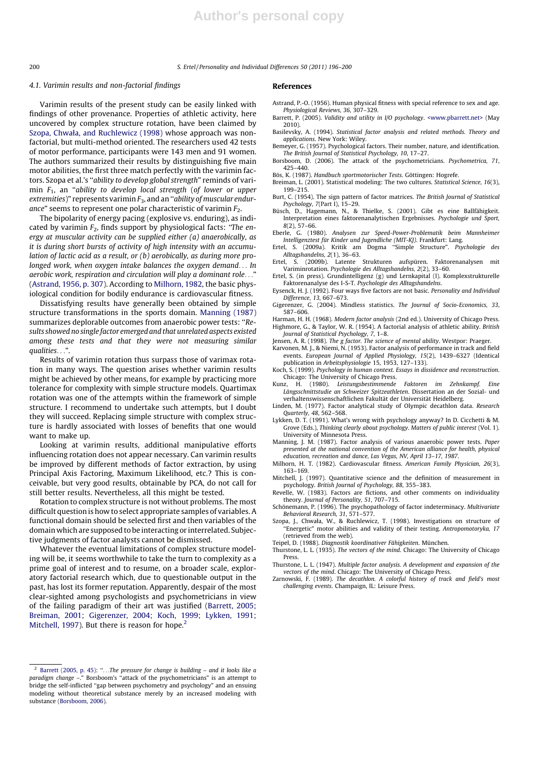### 4.1. Varimin results and non-factorial findings

Varimin results of the present study can be easily linked with findings of other provenance. Properties of athletic activity, here uncovered by complex structure rotation, have been claimed by Szopa, Chwała, and Ruchlewicz (1998) whose approach was non-factorial, but multi-method oriented. The researchers used 42 tests of motor performance, participants were 143 men and 91 women. The authors summarized their results by distinguishing five main motor abilities, the first three match perfectly with the varimin factors. Szopa et al.'s "*ability to develop global strength*" reminds of varimin $F_1$, an "*ability to develop local strength (of lower or upper extremities)*" represents varimin $F_3$, and an "*ability of muscular endurance*" seems to represent one polar characteristic of varimin $F_2$.

The bipolarity of energy pacing (explosive vs. enduring), as indicated by varimin $F_2$, finds support by physiological facts: "*The energy at muscular activity can be supplied either (a) anaerobically, as it is during short bursts of activity of high intensity with an accumulation of lactic acid as a result, or (b) aerobically, as during more prolonged work, when oxygen intake balances the oxygen demand... In aerobic work, respiration and circulation will play a dominant role...*" (Astrand, 1956, p. 307). According to Milhorn, 1982, the basic physiological condition for bodily endurance is cardiovascular fitness.

Dissatisfying results have generally been obtained by simple structure transformations in the sports domain. Manning (1987) summarizes deplorable outcomes from anaerobic power tests: "*Results showed no single factor emerged and that unrelated aspects existed among these tests and that they were not measuring similar qualities...*".

Results of varimin rotation thus surpass those of varimax rotation in many ways. The question arises whether varimin results might be achieved by other means, for example by practicing more tolerance for complexity with simple structure models. Quartimax rotation was one of the attempts within the framework of simple structure. I recommend to undertake such attempts, but I doubt they will succeed. Replacing simple structure with complex structure is hardly associated with losses of benefits that one would want to make up.

Looking at varimin results, additional manipulative efforts influencing rotation does not appear necessary. Can varimin results be improved by different methods of factor extraction, by using Principal Axis Factoring, Maximum Likelihood, etc.? This is conceivable, but very good results, obtainable by PCA, do not call for still better results. Nevertheless, all this might be tested.

Rotation to complex structure is not without problems. The most difficult question is how to select appropriate samples of variables. A functional domain should be selected first and then variables of the domain which are supposed to be interacting or interrelated. Subjective judgments of factor analysts cannot be dismissed.

Whatever the eventual limitations of complex structure modeling will be, it seems worthwhile to take the turn to complexity as a prime goal of interest and to resume, on a broader scale, exploratory factorial research which, due to questionable output in the past, has lost its former reputation. Apparently, despair of the most clear-sighted among psychologists and psychometricians in view of the failing paradigm of their art was justified (Barrett, 2005; Breiman, 2001; Gigerenzer, 2004; Koch, 1999; Lykken, 1991; Mitchell, 1997). But there is reason for hope.[2]

[2] Barrett (2005, p. 45): "...*The pressure for change is building – and it looks like a paradigm change* –." Borsboom's "attack of the psychometricians" is an attempt to bridge the self-inflicted "gap between psychometry and psychology" and an ensuing modeling without theoretical substance merely by an increased modeling with substance (Borsboom, 2006).

## References

Astrand, P.-O. (1956). Human physical fitness with special reference to sex and age. *Physiological Reviews, 36*, 307–329.

Barrett, P. (2005). *Validity and utility in I/O psychology*. <www.pbarrett.net> (May 2010).

Basilevsky, A. (1994). *Statistical factor analysis and related methods. Theory and applications*. New York: Wiley.

Bemeyer, G. (1957). Psychological factors. Their number, nature, and identification. *The British Journal of Statistical Psychology, 10*, 17–27.

Borsboom, D. (2006). The attack of the psychometricians. *Psychometrica, 71*, 425–440.

Bös, K. (1987). *Handbuch sportmotorischer Tests*. Göttingen: Hogrefe.

Breiman, L. (2001). Statistical modeling: The two cultures. *Statistical Science, 16*(3), 199–215.

Burt, C. (1954). The sign pattern of factor matrices. *The British Journal of Statistical Psychology, 7*(Part I), 15–29.

Büsch, D., Hagemann, N., & Thielke, S. (2001). Gibt es eine Ballfähigkeit. Interpretation eines faktorenanalytischen Ergebnisses. *Psychologie und Sport, 8*(2), 57–66.

Eberle, G. (1980). *Analysen zur Speed-Power-Problematik beim Mannheimer Intelligenztest für Kinder und Jugendliche (MIT-KJ)*. Frankfurt: Lang.

Ertel, S. (2009a). Kritik am Dogma "Simple Structure". *Psychologie des Alltagshandelns, 2*(1), 36–63.

Ertel, S. (2009b). Latente Strukturen aufspüren. Faktorenanalysen mit Variminrotation. *Psychologie des Alltagshandelns, 2*(2), 33–60.

Ertel, S. (in press). Grundintelligenz (g) und Lernkapital (l). Komplexstrukturelle Faktorenanalyse des I-S-T. *Psychologie des Alltagshandelns*.

Eysenck, H. J. (1992). Four ways five factors are not basic. *Personality and Individual Difference, 13*, 667–673.

Gigerenzer, G. (2004). Mindless statistics. *The Journal of Socio-Economics, 33*, 587–606.

Harman, H. H. (1968). *Modern factor analysis* (2nd ed.). University of Chicago Press.

Highmore, G., & Taylor, W. R. (1954). A factorial analysis of athletic ability. *British Journal of Statistical Psychology, 7*, 1–8.

Jensen, A. R. (1998). *The g factor. The science of mental ability*. Westpor: Praeger.

Karvonen, M. J., & Niemi, N. (1953). Factor analysis of performance in track and field events. *European Journal of Applied Physiology, 15*(2), 1439–6327 (Identical publication in *Arbeitsphysiologie* 15, 1953, 127–133).

Koch, S. (1999). *Psychology in human context. Essays in dissidence and reconstruction*. Chicago: The University of Chicago Press.

Kunz, H. (1980). *Leistungsbestimmende Faktoren im Zehnkampf. Eine Längsschnittstudie an Schweizer Spitzeathleten*. Dissertation an der Sozial- und verhaltenswissenschaftlichen Fakultät der Universität Heidelberg.

Linden, M. (1977). Factor analytical study of Olympic decathlon data. *Research Quarterly, 48*, 562–568.

Lykken, D. T. (1991). What's wrong with psychology anyway? In D. Cicchetti & M. Grove (Eds.), *Thinking clearly about psychology. Matters of public interest* (Vol. 1). University of Minnesota Press.

Manning, J. M. (1987). Factor analysis of various anaerobic power tests. *Paper presented at the national convention of the American alliance for health, physical education, recreation and dance, Las Vegas, NV, April 13–17, 1987*.

Milhorn, H. T. (1982). Cardiovascular fitness. *American Family Physician, 26*(3), 163–169.

Mitchell, J. (1997). Quantitative science and the definition of measurement in psychology. *British Journal of Psychology, 88*, 355–383.

Revelle, W. (1983). Factors are fictions, and other comments on individuality theory. *Journal of Personality, 51*, 707–715.

Schönemann, P. (1996). The psychopathology of factor indeterminacy. *Multivariate Behavioral Research, 31*, 571–577.

Szopa, J., Chwała, W., & Ruchlewicz, T. (1998). Investigations on structure of "Energetic" motor abilities and validity of their testing. *Antropomotoryka, 17* (retrieved from the web).

Teipel, D. (1988). *Diagnostik koordinativer Fähigkeiten*. München.

Thurstone, L. L. (1935). *The vectors of the mind*. Chicago: The University of Chicago Press.

Thurstone, L. L. (1947). *Multiple factor analysis. A development and expansion of the vectors of the mind*. Chicago: The University of Chicago Press.

Zarnowski, F. (1989). *The decathlon. A colorful history of track and field's most challenging events*. Champaign, IL: Leisure Press.